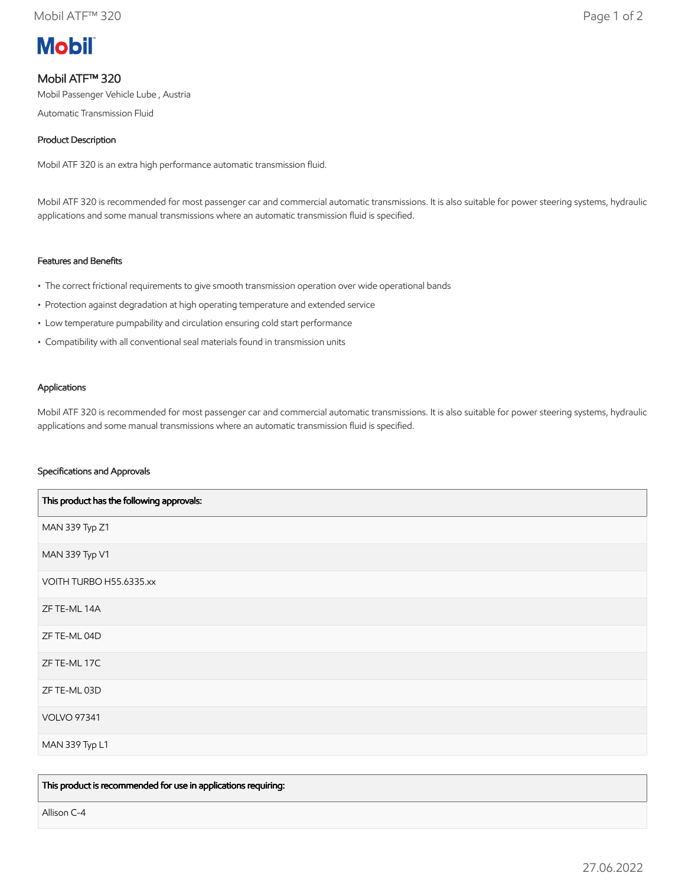# Mobil ATF™ 320

Mobil Passenger Vehicle Lube , Austria

Automatic Transmission Fluid

## Product Description

Mobil ATF 320 is an extra high performance automatic transmission fluid.

Mobil ATF 320 is recommended for most passenger car and commercial automatic transmissions. It is also suitable for power steering systems, hydraulic applications and some manual transmissions where an automatic transmission fluid is specified.

## Features and Benefits

- The correct frictional requirements to give smooth transmission operation over wide operational bands
- Protection against degradation at high operating temperature and extended service
- Low temperature pumpability and circulation ensuring cold start performance
- Compatibility with all conventional seal materials found in transmission units

## Applications

Mobil ATF 320 is recommended for most passenger car and commercial automatic transmissions. It is also suitable for power steering systems, hydraulic applications and some manual transmissions where an automatic transmission fluid is specified.

## Specifications and Approvals

| This product has the following approvals: |
|---|
| MAN 339 Typ Z1 |
| MAN 339 Typ V1 |
| VOITH TURBO H55.6335.xx |
| ZF TE-ML 14A |
| ZF TE-ML 04D |
| ZF TE-ML 17C |
| ZF TE-ML 03D |
| VOLVO 97341 |
| MAN 339 Typ L1 |

| This product is recommended for use in applications requiring: |
|---|
| Allison C-4 |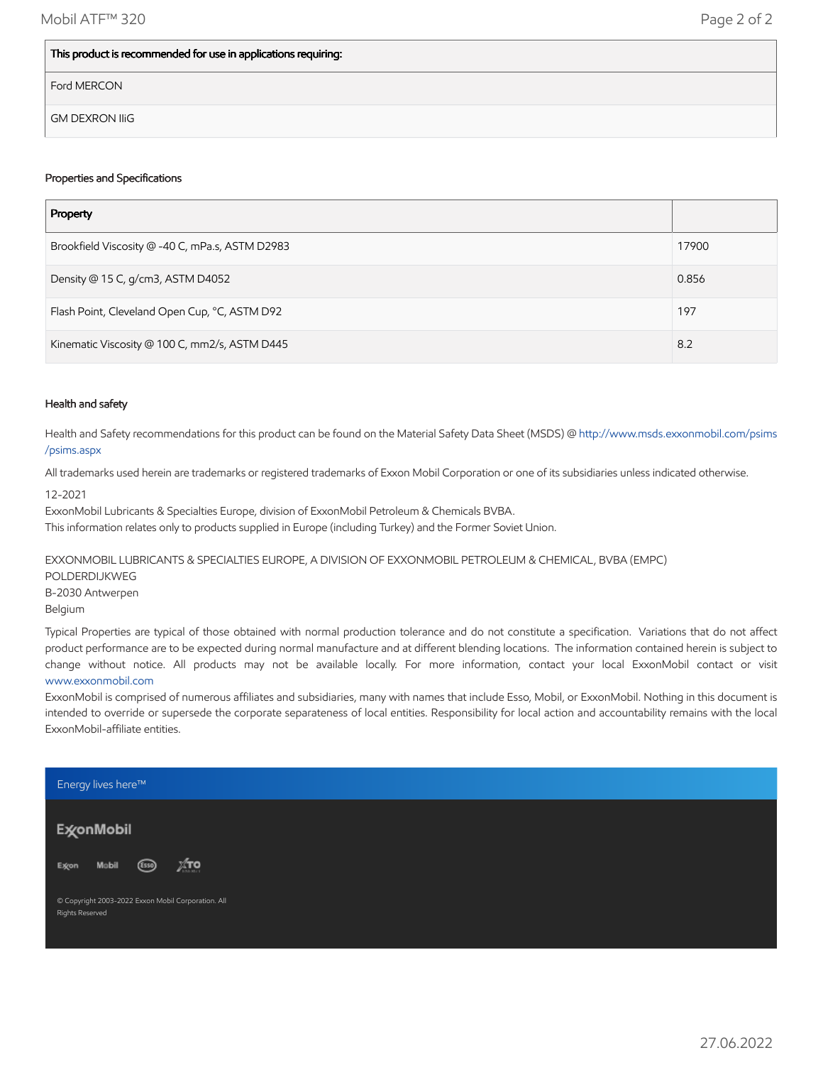| This product is recommended for use in applications requiring: |
| --- |
| Ford MERCON |
| GM DEXRON IIiG |

### Properties and Specifications

| Property | |
| --- | --- |
| Brookfield Viscosity @ -40 C, mPa.s, ASTM D2983 | 17900 |
| Density @ 15 C, g/cm3, ASTM D4052 | 0.856 |
| Flash Point, Cleveland Open Cup, °C, ASTM D92 | 197 |
| Kinematic Viscosity @ 100 C, mm2/s, ASTM D445 | 8.2 |

### Health and safety

Health and Safety recommendations for this product can be found on the Material Safety Data Sheet (MSDS) @ http://www.msds.exxonmobil.com/psims/psims.aspx

All trademarks used herein are trademarks or registered trademarks of Exxon Mobil Corporation or one of its subsidiaries unless indicated otherwise.

12-2021
ExxonMobil Lubricants & Specialties Europe, division of ExxonMobil Petroleum & Chemicals BVBA.
This information relates only to products supplied in Europe (including Turkey) and the Former Soviet Union.

EXXONMOBIL LUBRICANTS & SPECIALTIES EUROPE, A DIVISION OF EXXONMOBIL PETROLEUM & CHEMICAL, BVBA (EMPC)
POLDERDIJKWEG
B-2030 Antwerpen
Belgium

Typical Properties are typical of those obtained with normal production tolerance and do not constitute a specification. Variations that do not affect product performance are to be expected during normal manufacture and at different blending locations. The information contained herein is subject to change without notice. All products may not be available locally. For more information, contact your local ExxonMobil contact or visit www.exxonmobil.com

ExxonMobil is comprised of numerous affiliates and subsidiaries, many with names that include Esso, Mobil, or ExxonMobil. Nothing in this document is intended to override or supersede the corporate separateness of local entities. Responsibility for local action and accountability remains with the local ExxonMobil-affiliate entities.

Energy lives here™

© Copyright 2003-2022 Exxon Mobil Corporation. All Rights Reserved

27.06.2022